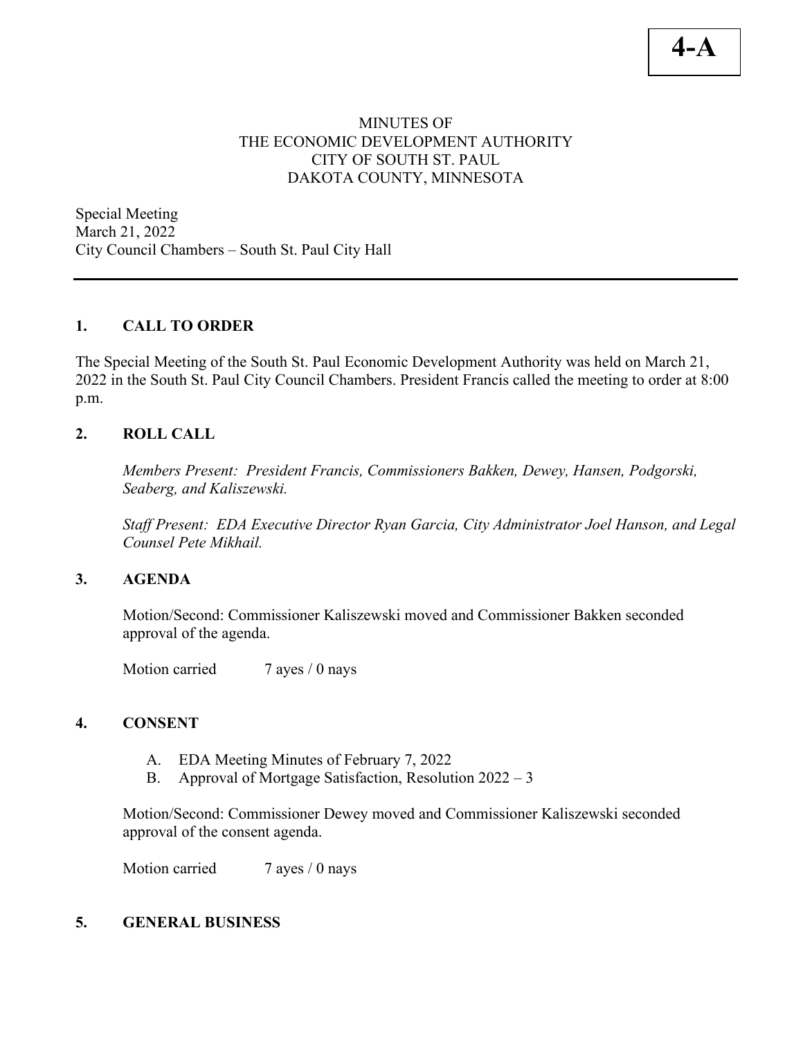**4-A**

MINUTES OF
THE ECONOMIC DEVELOPMENT AUTHORITY
CITY OF SOUTH ST. PAUL
DAKOTA COUNTY, MINNESOTA

Special Meeting
March 21, 2022
City Council Chambers – South St. Paul City Hall

---

## 1. CALL TO ORDER

The Special Meeting of the South St. Paul Economic Development Authority was held on March 21, 2022 in the South St. Paul City Council Chambers. President Francis called the meeting to order at 8:00 p.m.

## 2. ROLL CALL

*Members Present: President Francis, Commissioners Bakken, Dewey, Hansen, Podgorski, Seaberg, and Kaliszewski.*

*Staff Present: EDA Executive Director Ryan Garcia, City Administrator Joel Hanson, and Legal Counsel Pete Mikhail.*

## 3. AGENDA

Motion/Second: Commissioner Kaliszewski moved and Commissioner Bakken seconded approval of the agenda.

Motion carried 7 ayes / 0 nays

## 4. CONSENT

A. EDA Meeting Minutes of February 7, 2022
B. Approval of Mortgage Satisfaction, Resolution 2022 – 3

Motion/Second: Commissioner Dewey moved and Commissioner Kaliszewski seconded approval of the consent agenda.

Motion carried 7 ayes / 0 nays

## 5. GENERAL BUSINESS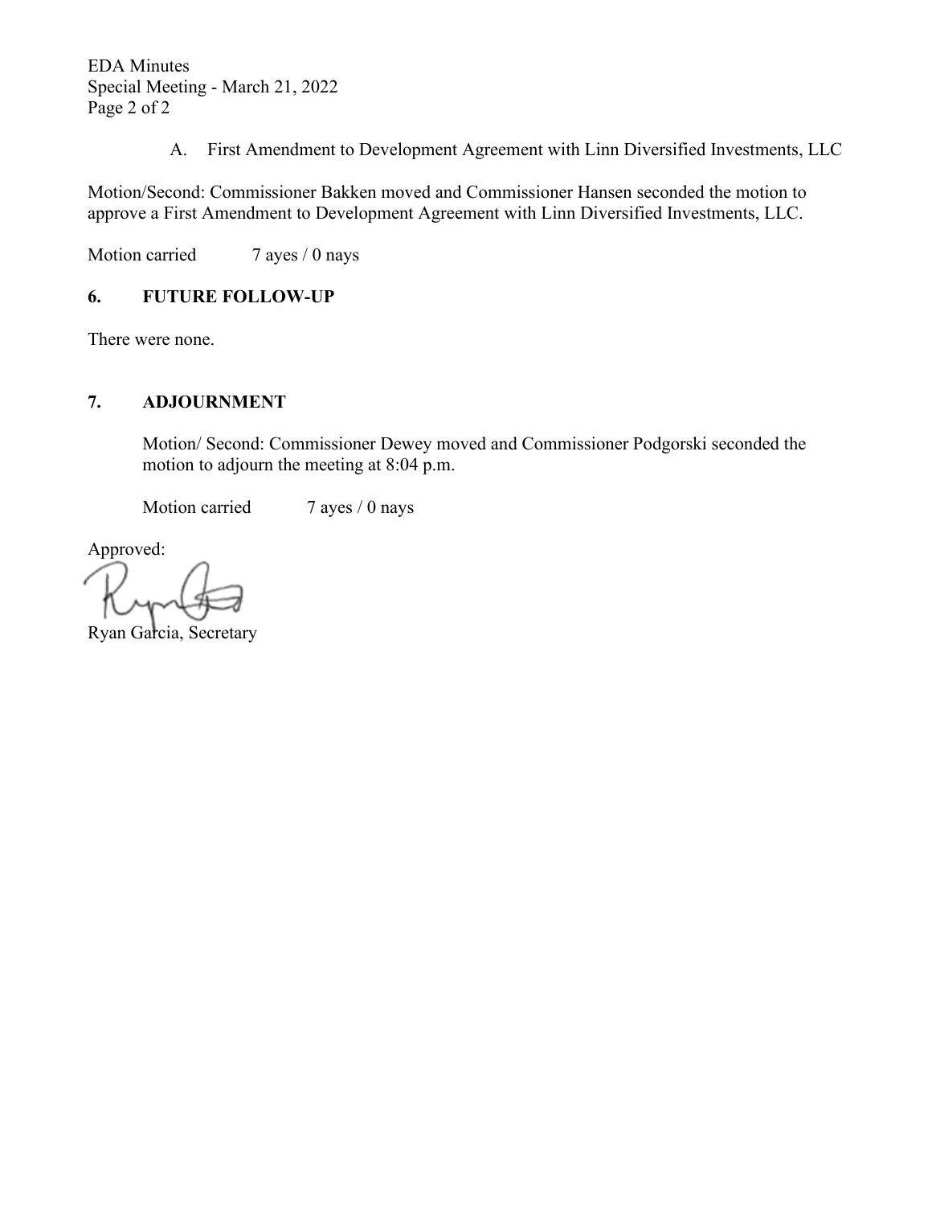A. First Amendment to Development Agreement with Linn Diversified Investments, LLC

Motion/Second: Commissioner Bakken moved and Commissioner Hansen seconded the motion to approve a First Amendment to Development Agreement with Linn Diversified Investments, LLC.

Motion carried 7 ayes / 0 nays

## 6. FUTURE FOLLOW-UP

There were none.

## 7. ADJOURNMENT

Motion/ Second: Commissioner Dewey moved and Commissioner Podgorski seconded the motion to adjourn the meeting at 8:04 p.m.

Motion carried 7 ayes / 0 nays

Approved:

Ryan Garcia, Secretary